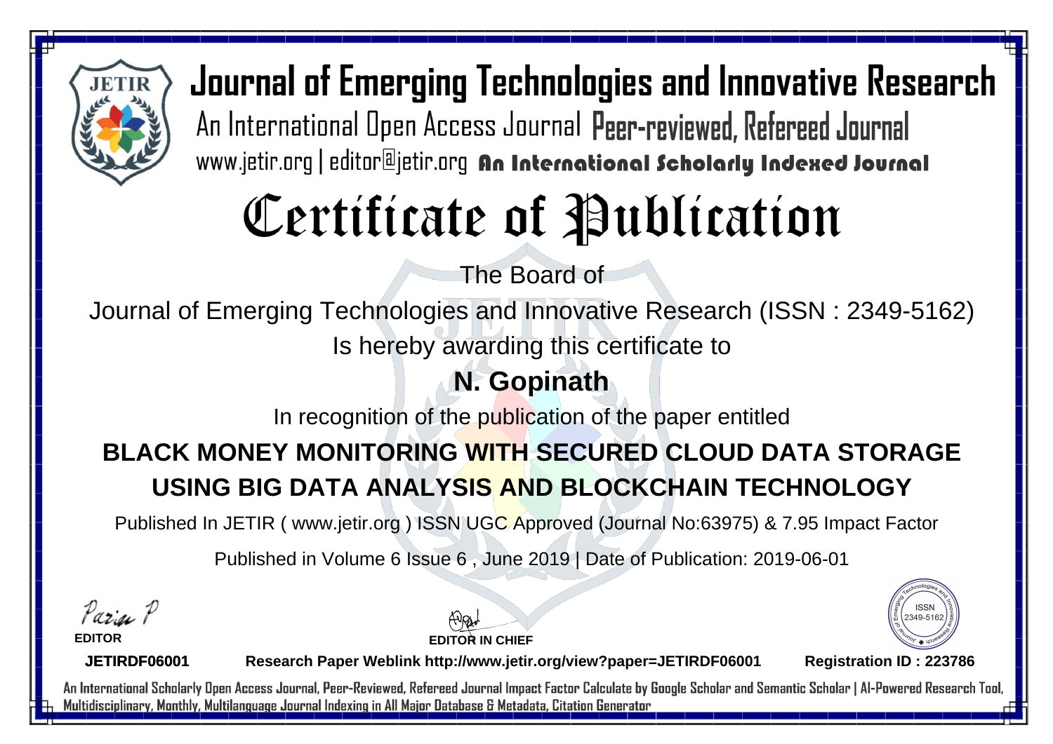# Journal of Emerging Technologies and Innovative Research

An International Open Access Journal Peer-reviewed, Refereed Journal

www.jetir.org | editor@jetir.org An International Scholarly Indexed Journal

# Certificate of Publication

The Board of

Journal of Emerging Technologies and Innovative Research (ISSN : 2349-5162)

Is hereby awarding this certificate to

## N. Gopinath

In recognition of the publication of the paper entitled

## BLACK MONEY MONITORING WITH SECURED CLOUD DATA STORAGE USING BIG DATA ANALYSIS AND BLOCKCHAIN TECHNOLOGY

Published In JETIR ( www.jetir.org ) ISSN UGC Approved (Journal No:63975) & 7.95 Impact Factor

Published in Volume 6 Issue 6 , June 2019 | Date of Publication: 2019-06-01

**EDITOR**

**EDITOR IN CHIEF**

ISSN 2349-5162

**JETIRDF06001** **Research Paper Weblink http://www.jetir.org/view?paper=JETIRDF06001** **Registration ID : 223786**

An International Scholarly Open Access Journal, Peer-Reviewed, Refereed Journal Impact Factor Calculate by Google Scholar and Semantic Scholar | AI-Powered Research Tool, Multidisciplinary, Monthly, Multilanguage Journal Indexing in All Major Database & Metadata, Citation Generator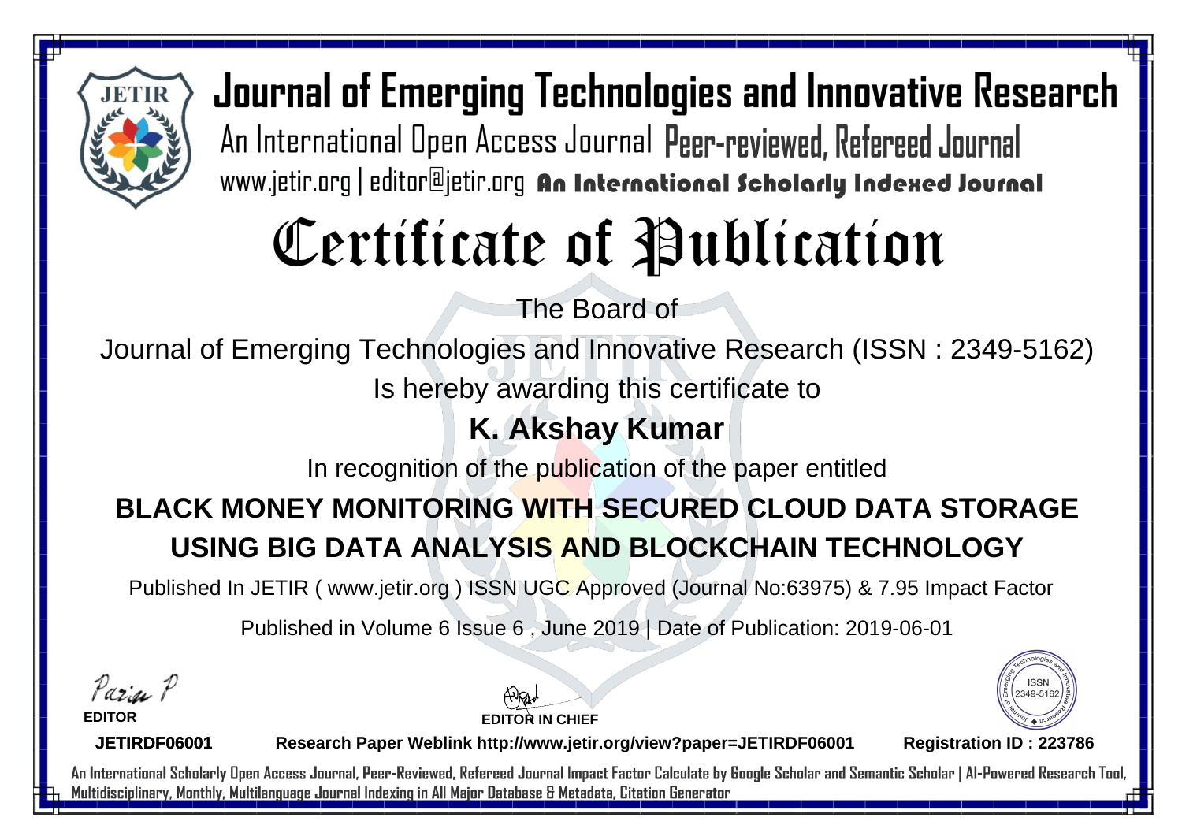# Journal of Emerging Technologies and Innovative Research

An International Open Access Journal Peer-reviewed, Refereed Journal

www.jetir.org | editor@jetir.org **An International Scholarly Indexed Journal**

# Certificate of Publication

The Board of

Journal of Emerging Technologies and Innovative Research (ISSN : 2349-5162)

Is hereby awarding this certificate to

## K. Akshay Kumar

In recognition of the publication of the paper entitled

## BLACK MONEY MONITORING WITH SECURED CLOUD DATA STORAGE USING BIG DATA ANALYSIS AND BLOCKCHAIN TECHNOLOGY

Published In JETIR ( www.jetir.org ) ISSN UGC Approved (Journal No:63975) & 7.95 Impact Factor

Published in Volume 6 Issue 6 , June 2019 | Date of Publication: 2019-06-01

**EDITOR**

**EDITOR IN CHIEF**

ISSN 2349-5162

**JETIRDF06001** **Research Paper Weblink http://www.jetir.org/view?paper=JETIRDF06001** **Registration ID : 223786**

An International Scholarly Open Access Journal, Peer-Reviewed, Refereed Journal Impact Factor Calculate by Google Scholar and Semantic Scholar | AI-Powered Research Tool, Multidisciplinary, Monthly, Multilanguage Journal Indexing in All Major Database & Metadata, Citation Generator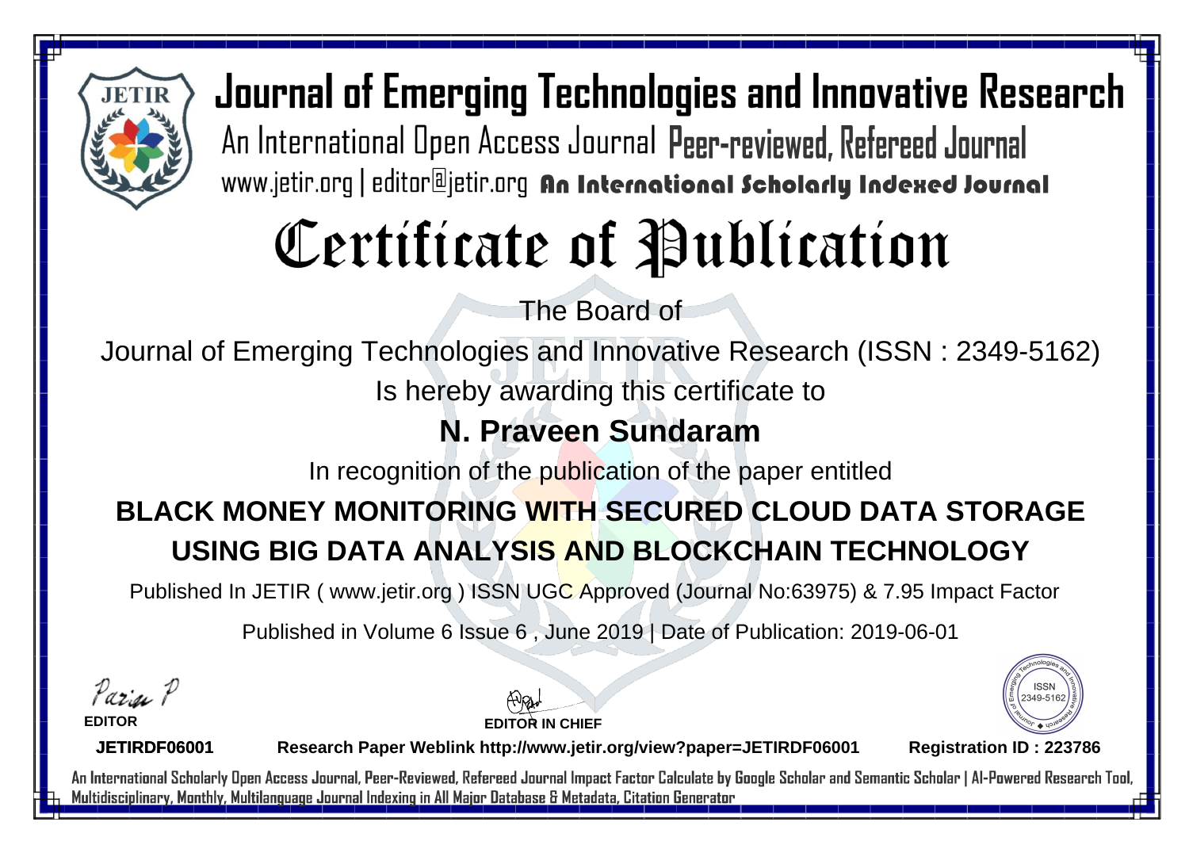# Journal of Emerging Technologies and Innovative Research

An International Open Access Journal Peer-reviewed, Refereed Journal

www.jetir.org | editor@jetir.org **An International Scholarly Indexed Journal**

# Certificate of Publication

The Board of

Journal of Emerging Technologies and Innovative Research (ISSN : 2349-5162)

Is hereby awarding this certificate to

## N. Praveen Sundaram

In recognition of the publication of the paper entitled

## BLACK MONEY MONITORING WITH SECURED CLOUD DATA STORAGE USING BIG DATA ANALYSIS AND BLOCKCHAIN TECHNOLOGY

Published In JETIR ( www.jetir.org ) ISSN UGC Approved (Journal No:63975) & 7.95 Impact Factor

Published in Volume 6 Issue 6 , June 2019 | Date of Publication: 2019-06-01

**EDITOR**

**EDITOR IN CHIEF**

ISSN 2349-5162

**JETIRDF06001** **Research Paper Weblink http://www.jetir.org/view?paper=JETIRDF06001** **Registration ID : 223786**

An International Scholarly Open Access Journal, Peer-Reviewed, Refereed Journal Impact Factor Calculate by Google Scholar and Semantic Scholar | AI-Powered Research Tool, Multidisciplinary, Monthly, Multilanguage Journal Indexing in All Major Database & Metadata, Citation Generator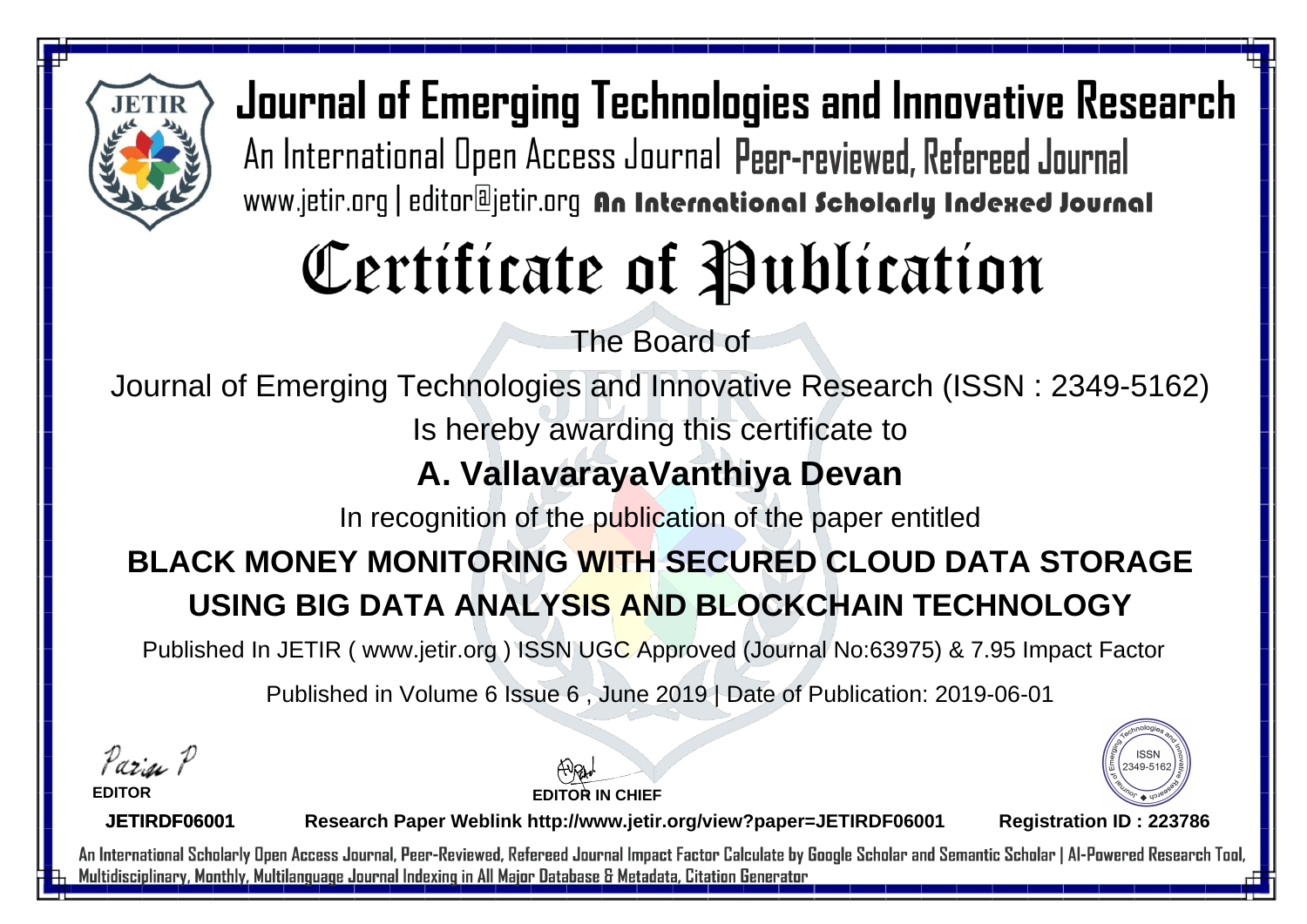# Journal of Emerging Technologies and Innovative Research

An International Open Access Journal Peer-reviewed, Refereed Journal

www.jetir.org | editor@jetir.org **An International Scholarly Indexed Journal**

# Certificate of Publication

The Board of

Journal of Emerging Technologies and Innovative Research (ISSN : 2349-5162)

Is hereby awarding this certificate to

## A. VallavarayaVanthiya Devan

In recognition of the publication of the paper entitled

## BLACK MONEY MONITORING WITH SECURED CLOUD DATA STORAGE USING BIG DATA ANALYSIS AND BLOCKCHAIN TECHNOLOGY

Published In JETIR ( www.jetir.org ) ISSN UGC Approved (Journal No:63975) & 7.95 Impact Factor

Published in Volume 6 Issue 6 , June 2019 | Date of Publication: 2019-06-01

**EDITOR**

**EDITOR IN CHIEF**

ISSN 2349-5162

**JETIRDF06001** **Research Paper Weblink http://www.jetir.org/view?paper=JETIRDF06001** **Registration ID : 223786**

An International Scholarly Open Access Journal, Peer-Reviewed, Refereed Journal Impact Factor Calculate by Google Scholar and Semantic Scholar | AI-Powered Research Tool, Multidisciplinary, Monthly, Multilanguage Journal Indexing in All Major Database & Metadata, Citation Generator